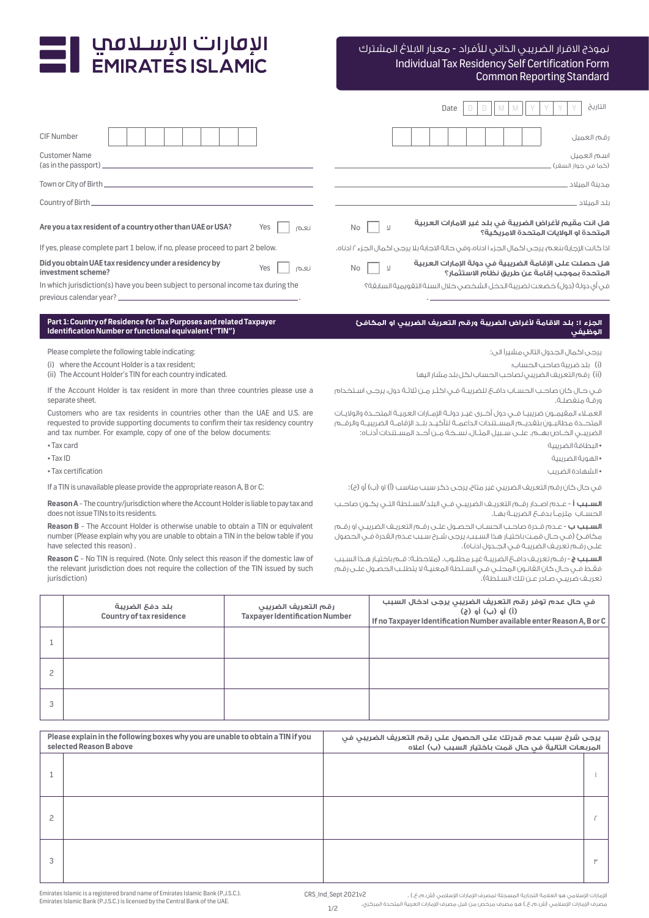# الإمارات الإسلامي
# EMIRATES ISLAMIC

## نموذج الاقرار الضريبي الذاتي للأفراد - معيار الابلاغ المشترك
## Individual Tax Residency Self Certification Form
## Common Reporting Standard

Date | D | D | M | M | Y | Y | Y | Y | التاريخ

CIF Number | | | | | | | | | رقم العميل

Customer Name (as in the passport) ________________ اسم العميل (كما في جواز السفر)

Town or City of Birth ________________ مدينة الميلاد

Country of Birth ________________ بلد الميلاد

**Are you a tax resident of a country other than UAE or USA?** Yes ☐ نعم No ☐ لا **هل انت مقيم لأغراض الضريبة في بلد غير الامارات العربية المتحدة او الولايات المتحدة الامريكية؟**

If yes, please complete part 1 below, if no, please proceed to part 2 below.

اذا كانت الإجابة بنعم، يرجى اكمال الجزء ١ ادناه، وفي حالة الاجابة بلا يرجى اكمال الجزء ٢ ادناه.

**Did you obtain UAE tax residency under a residency by investment scheme?** Yes ☐ نعم No ☐ لا **هل حصلت على الإقامة الضريبية في دولة الإمارات العربية المتحدة بموجب إقامة عن طريق نظام الاستثمار؟**

In which jurisdiction(s) have you been subject to personal income tax during the previous calendar year? ________________.

في أي دولة (دول) خضعت لضريبة الدخل الشخصي خلال السنة التقويمية السابقة؟ ________________.

## Part 1: Country of Residence for Tax Purposes and related Taxpayer Identification Number or functional equivalent ("TIN")

## الجزء ١: بلد الاقامة لأغراض الضريبة ورقم التعريف الضريبي او المكافئ الوظيفي

Please complete the following table indicating:

(i) where the Account Holder is a tax resident;
(ii) The Account Holder's TIN for each country indicated.

If the Account Holder is tax resident in more than three countries please use a separate sheet.

Customers who are tax residents in countries other than the UAE and U.S. are requested to provide supporting documents to confirm their tax residency country and tax number. For example, copy of one of the below documents:

- Tax card
- Tax ID
- Tax certification

If a TIN is unavailable please provide the appropriate reason A, B or C:

**Reason A** - The country/jurisdiction where the Account Holder is liable to pay tax and does not issue TINs to its residents.

**Reason B** – The Account Holder is otherwise unable to obtain a TIN or equivalent number (Please explain why you are unable to obtain a TIN in the below table if you have selected this reason).

**Reason C** – No TIN is required. (Note. Only select this reason if the domestic law of the relevant jurisdiction does not require the collection of the TIN issued by such jurisdiction)

يرجى اكمال الجدول التالي مشيراً الى:

(i) بلد ضريبة صاحب الحساب؛
(ii) رقم التعريف الضريبي لصاحب الحساب لكل بلد مشار اليها

في حال كان صاحب الحساب دافع للضريبة في اكثر من ثلاثة دول، يرجى استخدام ورقة منفصلة.

العملاء المقيمون ضريبيا في دول أخرى غير دولة الإمارات العربية المتحدة والولايات المتحدة مطالبون بتقديم المستندات الداعمة لتأكيد بلد الإقامة الضريبية والرقم الضريبي الخاص بهم. على سبيل المثال، نسخة من أحد المستندات أدناه:

- البطاقة الضريبية
- الهوية الضريبية
- الشهادة الضريب

في حال كان رقم التعريف الضريبي غير متاح، يرجى ذكر سبب مناسب (أ) او (ب) أو (ج):

**السبب أ** - عدم اصدار رقم التعريف الضريبي في البلد/السلطة التي يكون صاحب الحساب ملزما بدفع الضريبة بها.

**السبب ب** - عدم قدرة صاحب الحساب الحصول على رقم التعريف الضريبي او رقم مكافئ (في حال قمت باختيار هذا السبب، يرجى شرح سبب عدم القدرة في الحصول على رقم تعريف الضريبة في الجدول ادناه).

**السبب ج** - رقم تعريف دافع الضريبة غير مطلوب. (ملاحظة: قم باختيار هذا السبب فقط في حال كان القانون المحلي في السلطة المعنية لا يتطلب الحصول على رقم تعريف ضريبي صادر عن تلك السلطة).

| | بلد دفع الضريبة<br>Country of tax residence | رقم التعريف الضريبي<br>Taxpayer Identification Number | في حال عدم توفر رقم التعريف الضريبي يرجى ادخال السبب (أ) أو (ب) أو (ج)<br>If no Taxpayer Identification Number available enter Reason A, B or C |
|---|---|---|---|
| 1 | | | |
| 2 | | | |
| 3 | | | |

| | Please explain in the following boxes why you are unable to obtain a TIN if you selected Reason B above | يرجى شرح سبب عدم قدرتك على الحصول على رقم التعريف الضريبي في المربعات التالية في حال قمت باختيار السبب (ب) اعلاه | |
|---|---|---|---|
| 1 | | | ١ |
| 2 | | | ٢ |
| 3 | | | ٣ |

Emirates Islamic is a registered brand name of Emirates Islamic Bank (P.J.S.C.).
Emirates Islamic Bank (P.J.S.C.) is licensed by the Central Bank of the UAE.

CRS_Ind_Sept 2021v2

الإمارات الإسلامي هو العلامة التجارية المسجلة لمصرف الإمارات الإسلامي (ش.م.ع.) .
مصرف الإمارات الإسلامي (ش.م.ع.) هو مصرف مرخص من قبل مصرف الإمارات العربية المتحدة المركزي.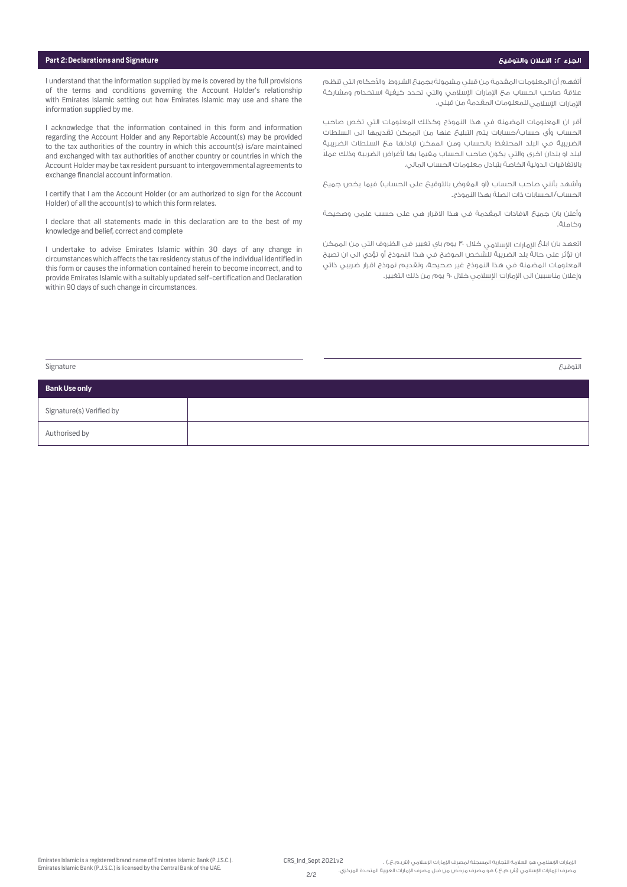## Part 2: Declarations and Signature

I understand that the information supplied by me is covered by the full provisions of the terms and conditions governing the Account Holder's relationship with Emirates Islamic setting out how Emirates Islamic may use and share the information supplied by me.

I acknowledge that the information contained in this form and information regarding the Account Holder and any Reportable Account(s) may be provided to the tax authorities of the country in which this account(s) is/are maintained and exchanged with tax authorities of another country or countries in which the Account Holder may be tax resident pursuant to intergovernmental agreements to exchange financial account information.

I certify that I am the Account Holder (or am authorized to sign for the Account Holder) of all the account(s) to which this form relates.

I declare that all statements made in this declaration are to the best of my knowledge and belief, correct and complete

I undertake to advise Emirates Islamic within 30 days of any change in circumstances which affects the tax residency status of the individual identified in this form or causes the information contained herein to become incorrect, and to provide Emirates Islamic with a suitably updated self-certification and Declaration within 90 days of such change in circumstances.

## الجزء ٢: الاعلان والتوقيع

أتفهم أن المعلومات المقدمة من قبلي مشمولة بجميع الشروط والأحكام التي تنظم علاقة صاحب الحساب مع الإمارات الإسلامي والتي تحدد كيفية استخدام ومشاركة الإمارات الإسلامي للمعلومات المقدمة من قبلي.

أقر ان المعلومات المضمنة في هذا النموذج وكذلك المعلومات التي تخص صاحب الحساب وأي حساب/حسابات يتم التبليغ عنها من الممكن تقديمها الى السلطات الضريبية في البلد المحتفظ بالحساب ومن الممكن تبادلها مع السلطات الضريبية لبلد او بلدان اخرى والتي يكون صاحب الحساب مقيما بها لأغراض الضريبة وذلك عملا بالاتفاقيات الدولية الخاصة بتبادل معلومات الحساب المالي.

وأشهد بأنني صاحب الحساب (او المفوض بالتوقيع على الحساب) فيما يخص جميع الحساب/الحسابات ذات الصلة بهذا النموذج.

وأعلن بان جميع الافادات المقدمة في هذا الاقرار هي على حسب علمي وصحيحة وكاملة.

اتعهد بان ابلغ الإمارات الإسلامي خلال ٣٠ يوم باي تغيير في الظروف التي من الممكن ان تؤثر على حالة بلد الضريبة للشخص الموضح في هذا النموذج أو تؤدي الى ان تصبح المعلومات المضمنة في هذا النموذج غير صحيحة، وتقديم نموذج اقرار ضريبي ذاتي وإعلان مناسبين الى الإمارات الإسلامي خلال ٩٠ يوم من ذلك التغيير.

Signature ______________________ التوقيع ______________________

| Bank Use only | |
|---|---|
| Signature(s) Verified by | |
| Authorised by | |

Emirates Islamic is a registered brand name of Emirates Islamic Bank (P.J.S.C.).
Emirates Islamic Bank (P.J.S.C.) is licensed by the Central Bank of the UAE.

CRS_Ind_Sept 2021v2

الإمارات الإسلامي هو العلامة التجارية المسجلة لمصرف الإمارات الإسلامي (ش.م.ع.) .
مصرف الإمارات الإسلامي (ش.م.ع.) هو مصرف مرخص من قبل مصرف الإمارات العربية المتحدة المركزي.